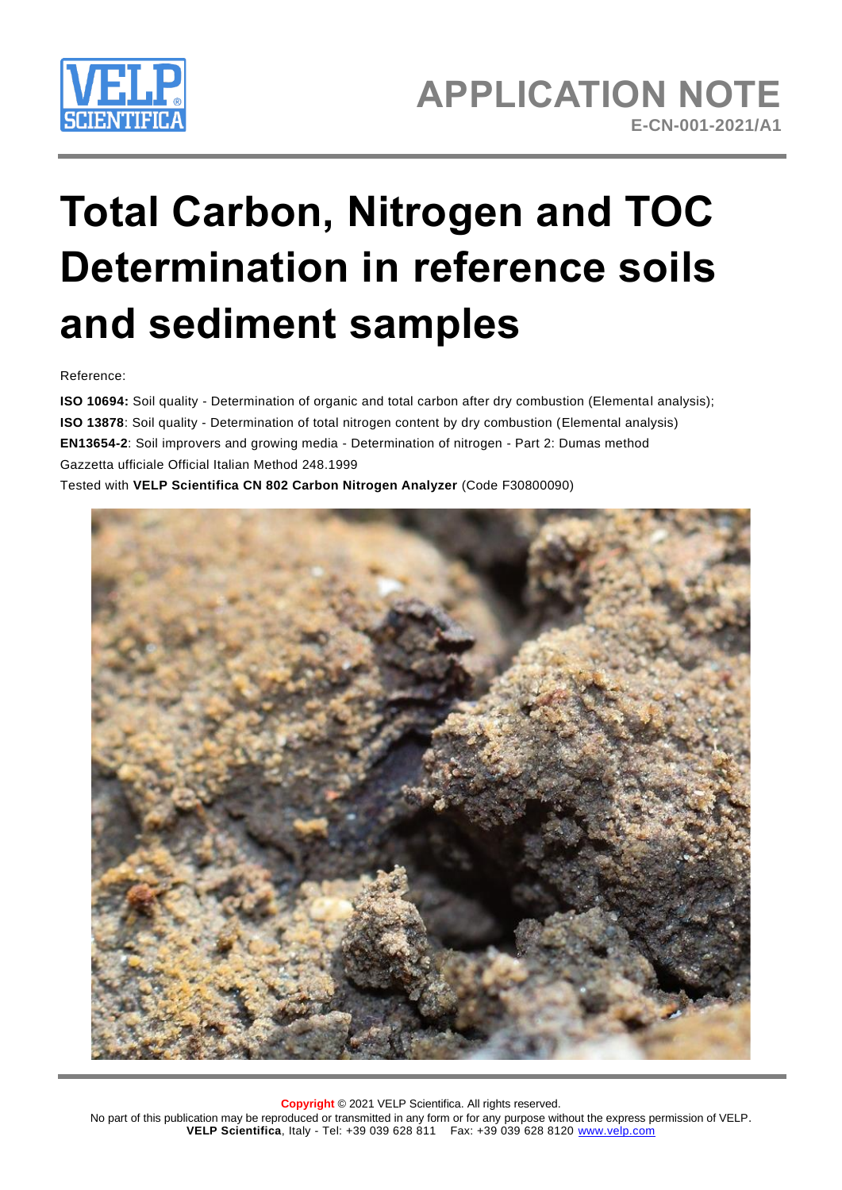# APPLICATION NOTE

E-CN-001-2021/A1

# Total Carbon, Nitrogen and TOC Determination in reference soils and sediment samples

Reference:

**ISO 10694:** Soil quality - Determination of organic and total carbon after dry combustion (Elemental analysis);
**ISO 13878**: Soil quality - Determination of total nitrogen content by dry combustion (Elemental analysis)
**EN13654-2**: Soil improvers and growing media - Determination of nitrogen - Part 2: Dumas method
Gazzetta ufficiale Official Italian Method 248.1999
Tested with **VELP Scientifica CN 802 Carbon Nitrogen Analyzer** (Code F30800090)

**Copyright** © 2021 VELP Scientifica. All rights reserved.
No part of this publication may be reproduced or transmitted in any form or for any purpose without the express permission of VELP.
**VELP Scientifica**, Italy - Tel: +39 039 628 811 Fax: +39 039 628 8120 www.velp.com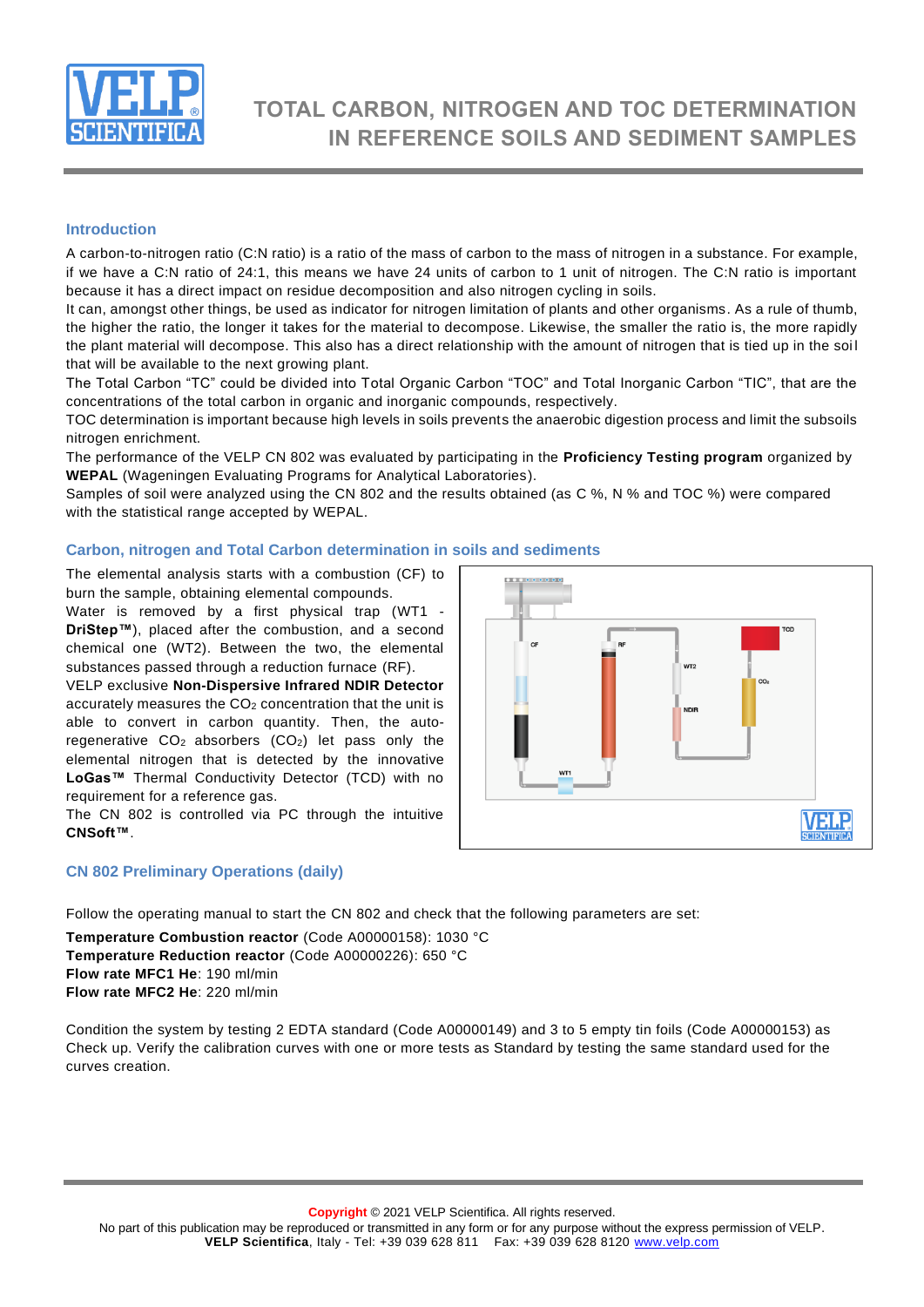# TOTAL CARBON, NITROGEN AND TOC DETERMINATION IN REFERENCE SOILS AND SEDIMENT SAMPLES

## Introduction

A carbon-to-nitrogen ratio (C:N ratio) is a ratio of the mass of carbon to the mass of nitrogen in a substance. For example, if we have a C:N ratio of 24:1, this means we have 24 units of carbon to 1 unit of nitrogen. The C:N ratio is important because it has a direct impact on residue decomposition and also nitrogen cycling in soils.

It can, amongst other things, be used as indicator for nitrogen limitation of plants and other organisms. As a rule of thumb, the higher the ratio, the longer it takes for the material to decompose. Likewise, the smaller the ratio is, the more rapidly the plant material will decompose. This also has a direct relationship with the amount of nitrogen that is tied up in the soil that will be available to the next growing plant.

The Total Carbon "TC" could be divided into Total Organic Carbon "TOC" and Total Inorganic Carbon "TIC", that are the concentrations of the total carbon in organic and inorganic compounds, respectively.

TOC determination is important because high levels in soils prevents the anaerobic digestion process and limit the subsoils nitrogen enrichment.

The performance of the VELP CN 802 was evaluated by participating in the **Proficiency Testing program** organized by **WEPAL** (Wageningen Evaluating Programs for Analytical Laboratories).

Samples of soil were analyzed using the CN 802 and the results obtained (as C %, N % and TOC %) were compared with the statistical range accepted by WEPAL.

## Carbon, nitrogen and Total Carbon determination in soils and sediments

The elemental analysis starts with a combustion (CF) to burn the sample, obtaining elemental compounds.

Water is removed by a first physical trap (WT1 - **DriStep™**), placed after the combustion, and a second chemical one (WT2). Between the two, the elemental substances passed through a reduction furnace (RF).

VELP exclusive **Non-Dispersive Infrared NDIR Detector** accurately measures the $CO_2$ concentration that the unit is able to convert in carbon quantity. Then, the auto-regenerative $CO_2$ absorbers ($CO_2$) let pass only the elemental nitrogen that is detected by the innovative **LoGas™** Thermal Conductivity Detector (TCD) with no requirement for a reference gas.

The CN 802 is controlled via PC through the intuitive **CNSoft™**.

## CN 802 Preliminary Operations (daily)

Follow the operating manual to start the CN 802 and check that the following parameters are set:

**Temperature Combustion reactor** (Code A00000158): 1030 °C
**Temperature Reduction reactor** (Code A00000226): 650 °C
**Flow rate MFC1 He**: 190 ml/min
**Flow rate MFC2 He**: 220 ml/min

Condition the system by testing 2 EDTA standard (Code A00000149) and 3 to 5 empty tin foils (Code A00000153) as Check up. Verify the calibration curves with one or more tests as Standard by testing the same standard used for the curves creation.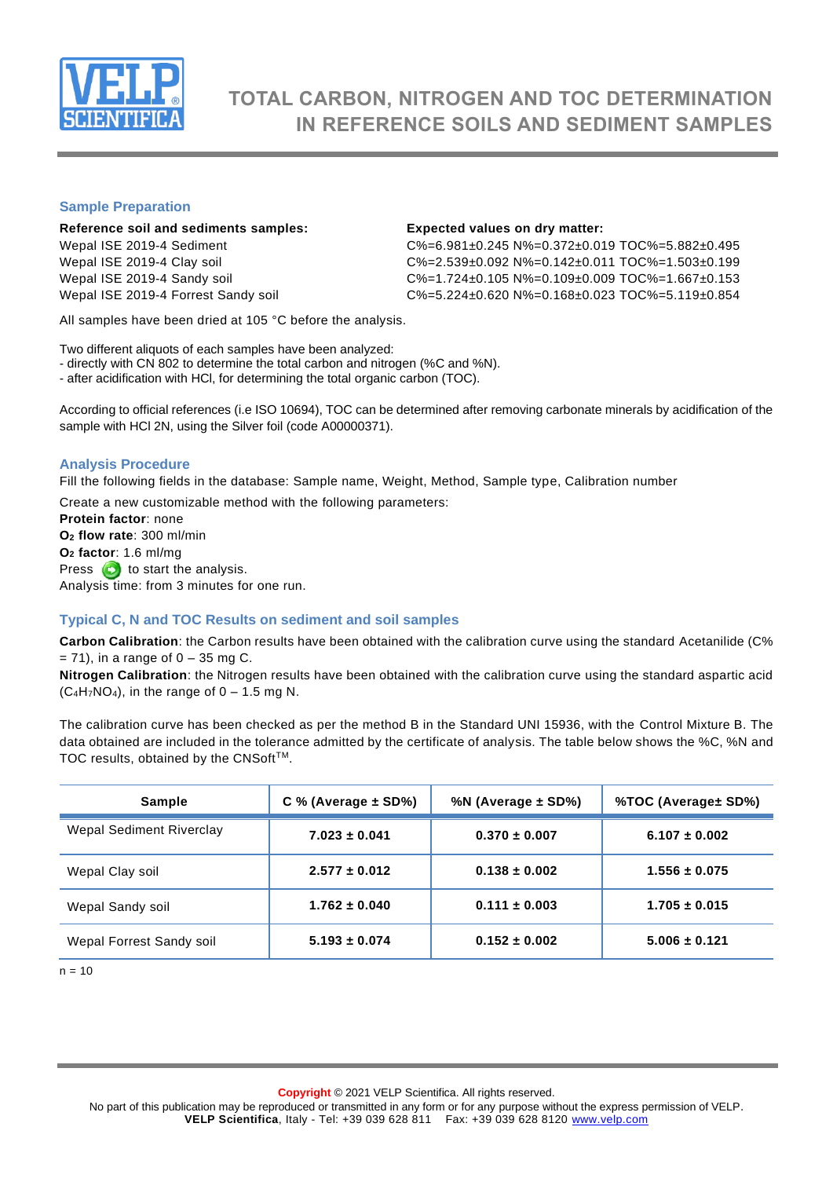# TOTAL CARBON, NITROGEN AND TOC DETERMINATION IN REFERENCE SOILS AND SEDIMENT SAMPLES

## Sample Preparation

| Reference soil and sediments samples: | Expected values on dry matter: |
|---|---|
| Wepal ISE 2019-4 Sediment | C%=6.981±0.245 N%=0.372±0.019 TOC%=5.882±0.495 |
| Wepal ISE 2019-4 Clay soil | C%=2.539±0.092 N%=0.142±0.011 TOC%=1.503±0.199 |
| Wepal ISE 2019-4 Sandy soil | C%=1.724±0.105 N%=0.109±0.009 TOC%=1.667±0.153 |
| Wepal ISE 2019-4 Forrest Sandy soil | C%=5.224±0.620 N%=0.168±0.023 TOC%=5.119±0.854 |

All samples have been dried at 105 °C before the analysis.

Two different aliquots of each samples have been analyzed:
- directly with CN 802 to determine the total carbon and nitrogen (%C and %N).
- after acidification with HCl, for determining the total organic carbon (TOC).

According to official references (i.e ISO 10694), TOC can be determined after removing carbonate minerals by acidification of the sample with HCl 2N, using the Silver foil (code A00000371).

## Analysis Procedure

Fill the following fields in the database: Sample name, Weight, Method, Sample type, Calibration number

Create a new customizable method with the following parameters:
**Protein factor**: none
**$O_2$ flow rate**: 300 ml/min
**$O_2$ factor**: 1.6 ml/mg
Press to start the analysis.
Analysis time: from 3 minutes for one run.

## Typical C, N and TOC Results on sediment and soil samples

**Carbon Calibration**: the Carbon results have been obtained with the calibration curve using the standard Acetanilide (C% = 71), in a range of 0 – 35 mg C.
**Nitrogen Calibration**: the Nitrogen results have been obtained with the calibration curve using the standard aspartic acid ($C_4H_7NO_4$), in the range of 0 – 1.5 mg N.

The calibration curve has been checked as per the method B in the Standard UNI 15936, with the Control Mixture B. The data obtained are included in the tolerance admitted by the certificate of analysis. The table below shows the %C, %N and TOC results, obtained by the CNSoft™.

| Sample | C % (Average ± SD%) | %N (Average ± SD%) | %TOC (Average± SD%) |
|---|---|---|---|
| Wepal Sediment Riverclay | **7.023 ± 0.041** | **0.370 ± 0.007** | **6.107 ± 0.002** |
| Wepal Clay soil | **2.577 ± 0.012** | **0.138 ± 0.002** | **1.556 ± 0.075** |
| Wepal Sandy soil | **1.762 ± 0.040** | **0.111 ± 0.003** | **1.705 ± 0.015** |
| Wepal Forrest Sandy soil | **5.193 ± 0.074** | **0.152 ± 0.002** | **5.006 ± 0.121** |

n = 10

**Copyright** © 2021 VELP Scientifica. All rights reserved.
No part of this publication may be reproduced or transmitted in any form or for any purpose without the express permission of VELP.
**VELP Scientifica**, Italy - Tel: +39 039 628 811 Fax: +39 039 628 8120 www.velp.com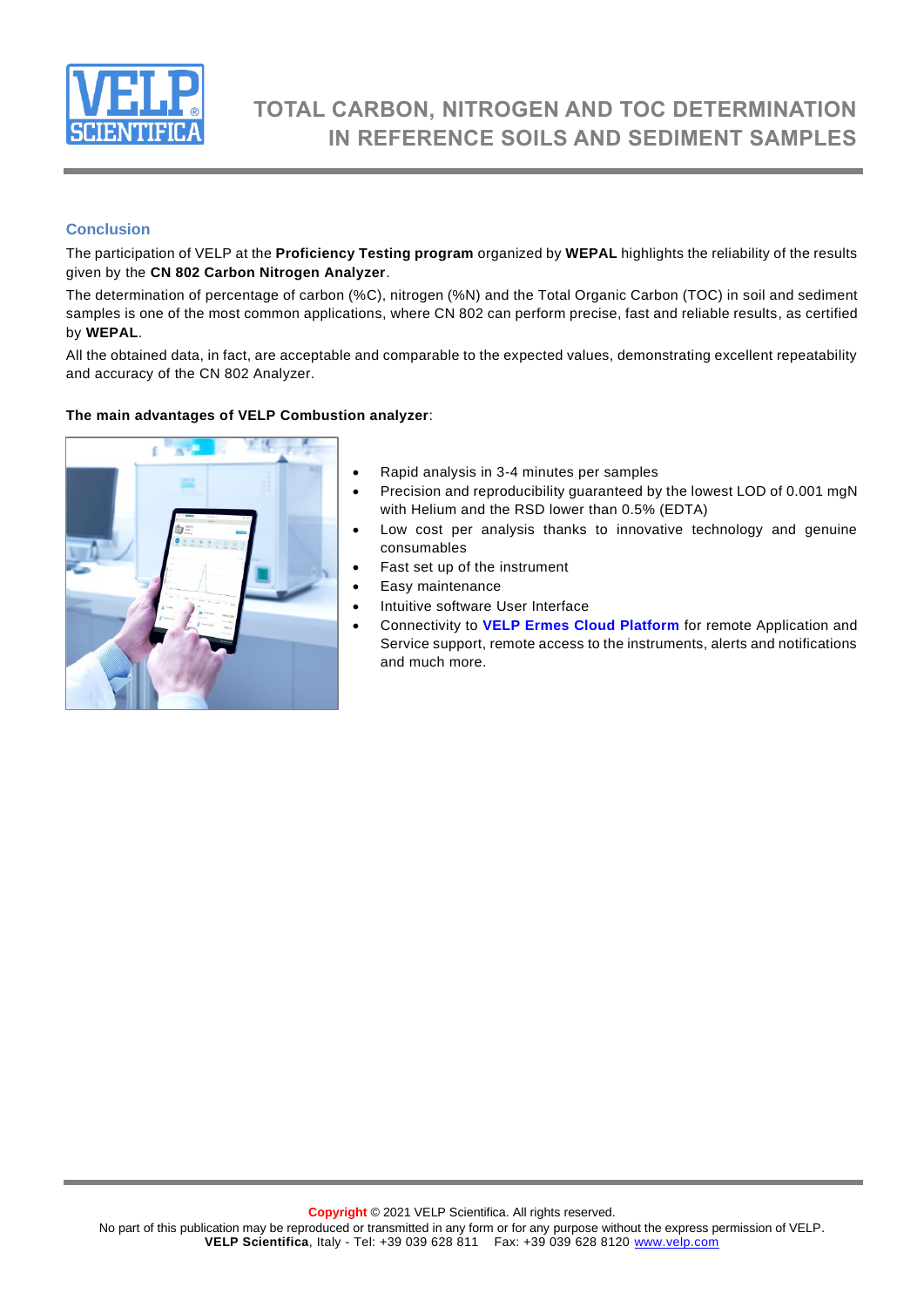## Conclusion

The participation of VELP at the **Proficiency Testing program** organized by **WEPAL** highlights the reliability of the results given by the **CN 802 Carbon Nitrogen Analyzer**.

The determination of percentage of carbon (%C), nitrogen (%N) and the Total Organic Carbon (TOC) in soil and sediment samples is one of the most common applications, where CN 802 can perform precise, fast and reliable results, as certified by **WEPAL**.

All the obtained data, in fact, are acceptable and comparable to the expected values, demonstrating excellent repeatability and accuracy of the CN 802 Analyzer.

**The main advantages of VELP Combustion analyzer**:

- Rapid analysis in 3-4 minutes per samples
- Precision and reproducibility guaranteed by the lowest LOD of 0.001 mgN with Helium and the RSD lower than 0.5% (EDTA)
- Low cost per analysis thanks to innovative technology and genuine consumables
- Fast set up of the instrument
- Easy maintenance
- Intuitive software User Interface
- Connectivity to **VELP Ermes Cloud Platform** for remote Application and Service support, remote access to the instruments, alerts and notifications and much more.

**Copyright** © 2021 VELP Scientifica. All rights reserved.
No part of this publication may be reproduced or transmitted in any form or for any purpose without the express permission of VELP.
**VELP Scientifica**, Italy - Tel: +39 039 628 811 Fax: +39 039 628 8120 www.velp.com